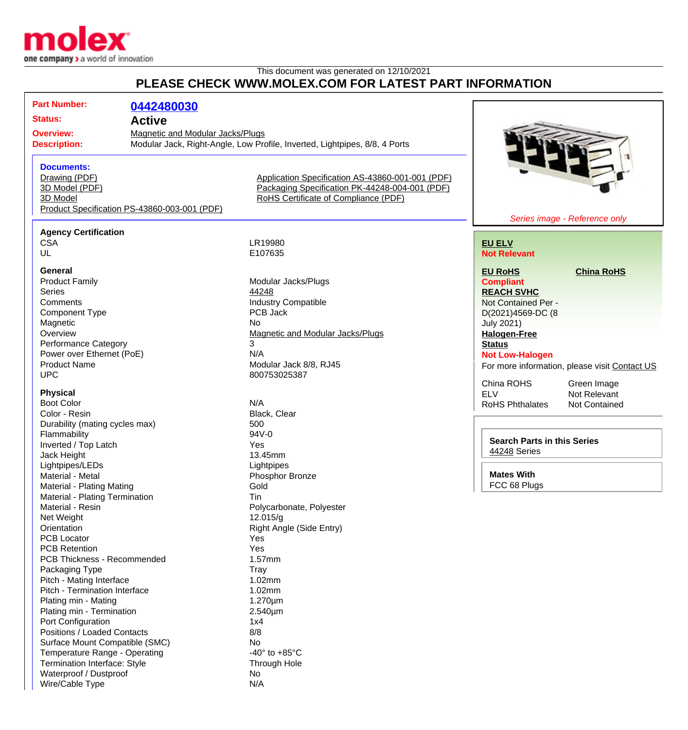This document was generated on 12/10/2021

# PLEASE CHECK WWW.MOLEX.COM FOR LATEST PART INFORMATION

**Part Number:** 0442480030

**Status:** Active

**Overview:** Magnetic and Modular Jacks/Plugs

**Description:** Modular Jack, Right-Angle, Low Profile, Inverted, Lightpipes, 8/8, 4 Ports

**Documents:**

- Drawing (PDF)
- 3D Model (PDF)
- 3D Model
- Product Specification PS-43860-003-001 (PDF)
- Application Specification AS-43860-001-001 (PDF)
- Packaging Specification PK-44248-004-001 (PDF)
- RoHS Certificate of Compliance (PDF)

*Series image - Reference only*

**EU ELV**
**Not Relevant**

**EU RoHS**
**Compliant**

**China RoHS**

**REACH SVHC**
Not Contained Per - D(2021)4569-DC (8 July 2021)

**Halogen-Free Status**
**Not Low-Halogen**

For more information, please visit Contact US

| | |
|---|---|
| China ROHS | Green Image |
| ELV | Not Relevant |
| RoHS Phthalates | Not Contained |

**Search Parts in this Series**
44248 Series

**Mates With**
FCC 68 Plugs

### Agency Certification

| | |
|---|---|
| CSA | LR19980 |
| UL | E107635 |

### General

| | |
|---|---|
| Product Family | Modular Jacks/Plugs |
| Series | 44248 |
| Comments | Industry Compatible |
| Component Type | PCB Jack |
| Magnetic | No |
| Overview | Magnetic and Modular Jacks/Plugs |
| Performance Category | 3 |
| Power over Ethernet (PoE) | N/A |
| Product Name | Modular Jack 8/8, RJ45 |
| UPC | 800753025387 |

### Physical

| | |
|---|---|
| Boot Color | N/A |
| Color - Resin | Black, Clear |
| Durability (mating cycles max) | 500 |
| Flammability | 94V-0 |
| Inverted / Top Latch | Yes |
| Jack Height | 13.45mm |
| Lightpipes/LEDs | Lightpipes |
| Material - Metal | Phosphor Bronze |
| Material - Plating Mating | Gold |
| Material - Plating Termination | Tin |
| Material - Resin | Polycarbonate, Polyester |
| Net Weight | 12.015/g |
| Orientation | Right Angle (Side Entry) |
| PCB Locator | Yes |
| PCB Retention | Yes |
| PCB Thickness - Recommended | 1.57mm |
| Packaging Type | Tray |
| Pitch - Mating Interface | 1.02mm |
| Pitch - Termination Interface | 1.02mm |
| Plating min - Mating | 1.270µm |
| Plating min - Termination | 2.540µm |
| Port Configuration | 1x4 |
| Positions / Loaded Contacts | 8/8 |
| Surface Mount Compatible (SMC) | No |
| Temperature Range - Operating | -40° to +85°C |
| Termination Interface: Style | Through Hole |
| Waterproof / Dustproof | No |
| Wire/Cable Type | N/A |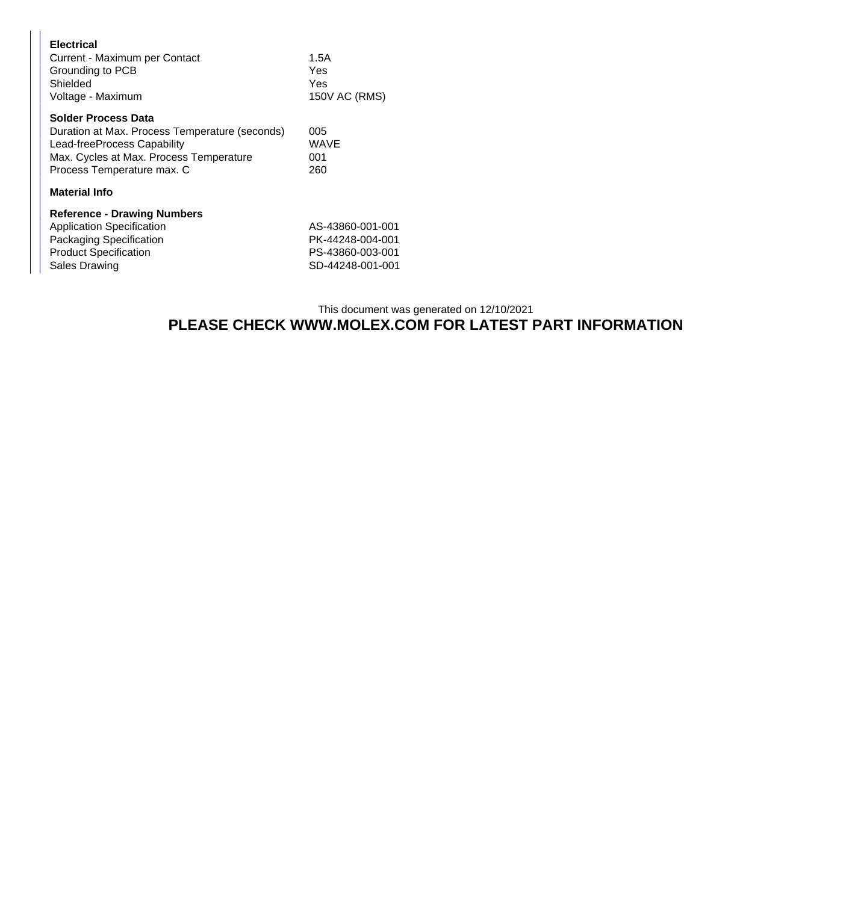**Electrical**

| | |
|---|---|
| Current - Maximum per Contact | 1.5A |
| Grounding to PCB | Yes |
| Shielded | Yes |
| Voltage - Maximum | 150V AC (RMS) |

**Solder Process Data**

| | |
|---|---|
| Duration at Max. Process Temperature (seconds) | 005 |
| Lead-freeProcess Capability | WAVE |
| Max. Cycles at Max. Process Temperature | 001 |
| Process Temperature max. C | 260 |

**Material Info**

**Reference - Drawing Numbers**

| | |
|---|---|
| Application Specification | AS-43860-001-001 |
| Packaging Specification | PK-44248-004-001 |
| Product Specification | PS-43860-003-001 |
| Sales Drawing | SD-44248-001-001 |

This document was generated on 12/10/2021

**PLEASE CHECK WWW.MOLEX.COM FOR LATEST PART INFORMATION**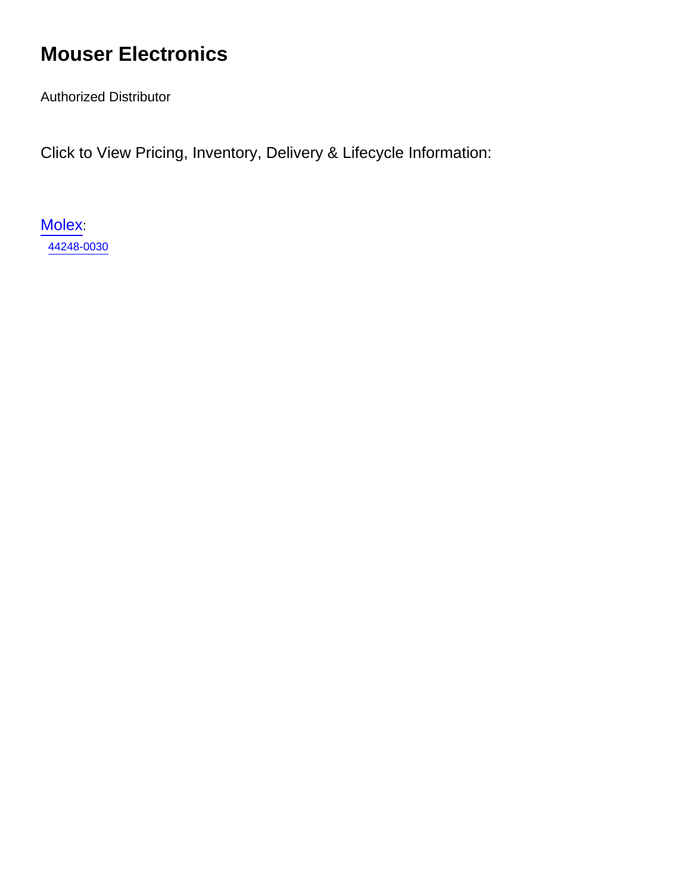# Mouser Electronics

Authorized Distributor

Click to View Pricing, Inventory, Delivery & Lifecycle Information:

Molex:

44248-0030